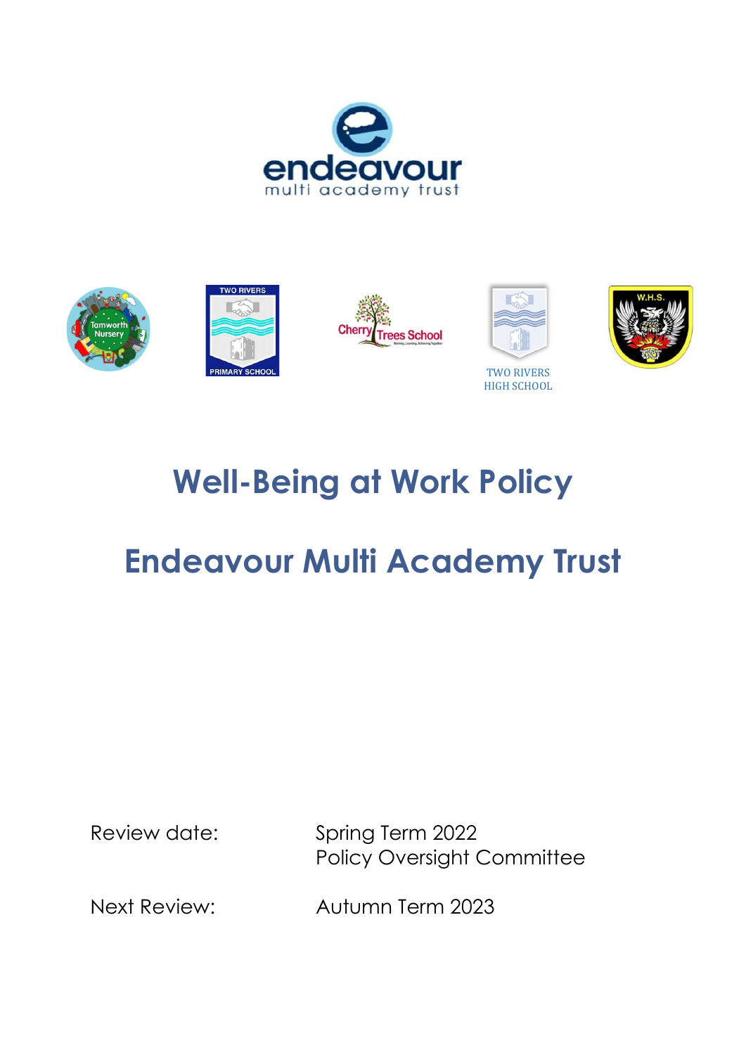# Well-Being at Work Policy

# Endeavour Multi Academy Trust

| | |
|---|---|
| Review date: | Spring Term 2022<br>Policy Oversight Committee |
| Next Review: | Autumn Term 2023 |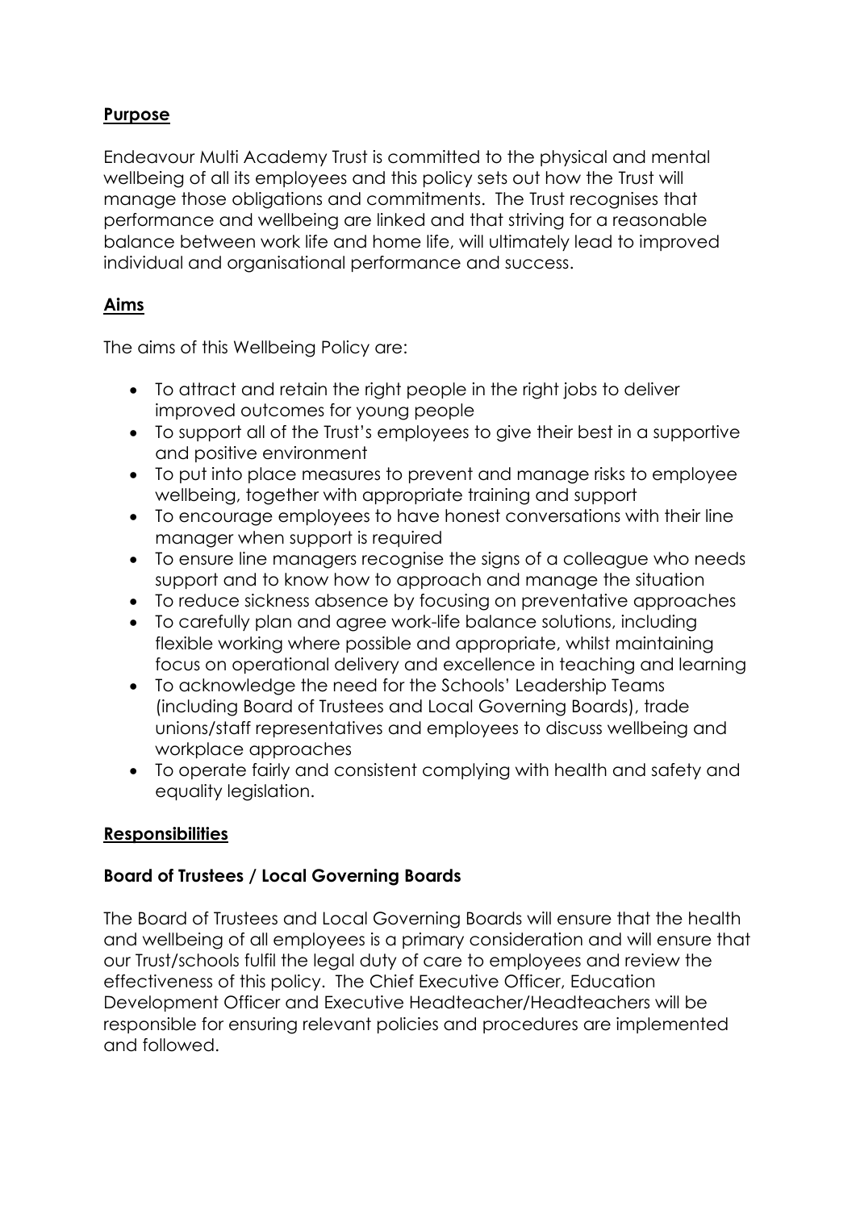## Purpose

Endeavour Multi Academy Trust is committed to the physical and mental wellbeing of all its employees and this policy sets out how the Trust will manage those obligations and commitments. The Trust recognises that performance and wellbeing are linked and that striving for a reasonable balance between work life and home life, will ultimately lead to improved individual and organisational performance and success.

## Aims

The aims of this Wellbeing Policy are:

- To attract and retain the right people in the right jobs to deliver improved outcomes for young people
- To support all of the Trust's employees to give their best in a supportive and positive environment
- To put into place measures to prevent and manage risks to employee wellbeing, together with appropriate training and support
- To encourage employees to have honest conversations with their line manager when support is required
- To ensure line managers recognise the signs of a colleague who needs support and to know how to approach and manage the situation
- To reduce sickness absence by focusing on preventative approaches
- To carefully plan and agree work-life balance solutions, including flexible working where possible and appropriate, whilst maintaining focus on operational delivery and excellence in teaching and learning
- To acknowledge the need for the Schools' Leadership Teams (including Board of Trustees and Local Governing Boards), trade unions/staff representatives and employees to discuss wellbeing and workplace approaches
- To operate fairly and consistent complying with health and safety and equality legislation.

## Responsibilities

### Board of Trustees / Local Governing Boards

The Board of Trustees and Local Governing Boards will ensure that the health and wellbeing of all employees is a primary consideration and will ensure that our Trust/schools fulfil the legal duty of care to employees and review the effectiveness of this policy. The Chief Executive Officer, Education Development Officer and Executive Headteacher/Headteachers will be responsible for ensuring relevant policies and procedures are implemented and followed.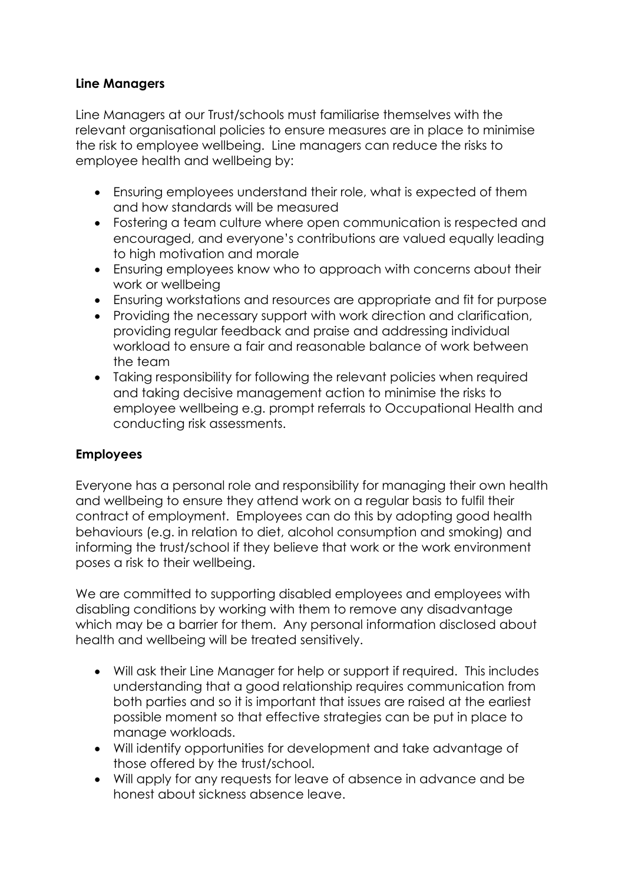**Line Managers**

Line Managers at our Trust/schools must familiarise themselves with the relevant organisational policies to ensure measures are in place to minimise the risk to employee wellbeing. Line managers can reduce the risks to employee health and wellbeing by:

- Ensuring employees understand their role, what is expected of them and how standards will be measured
- Fostering a team culture where open communication is respected and encouraged, and everyone's contributions are valued equally leading to high motivation and morale
- Ensuring employees know who to approach with concerns about their work or wellbeing
- Ensuring workstations and resources are appropriate and fit for purpose
- Providing the necessary support with work direction and clarification, providing regular feedback and praise and addressing individual workload to ensure a fair and reasonable balance of work between the team
- Taking responsibility for following the relevant policies when required and taking decisive management action to minimise the risks to employee wellbeing e.g. prompt referrals to Occupational Health and conducting risk assessments.

**Employees**

Everyone has a personal role and responsibility for managing their own health and wellbeing to ensure they attend work on a regular basis to fulfil their contract of employment. Employees can do this by adopting good health behaviours (e.g. in relation to diet, alcohol consumption and smoking) and informing the trust/school if they believe that work or the work environment poses a risk to their wellbeing.

We are committed to supporting disabled employees and employees with disabling conditions by working with them to remove any disadvantage which may be a barrier for them. Any personal information disclosed about health and wellbeing will be treated sensitively.

- Will ask their Line Manager for help or support if required. This includes understanding that a good relationship requires communication from both parties and so it is important that issues are raised at the earliest possible moment so that effective strategies can be put in place to manage workloads.
- Will identify opportunities for development and take advantage of those offered by the trust/school.
- Will apply for any requests for leave of absence in advance and be honest about sickness absence leave.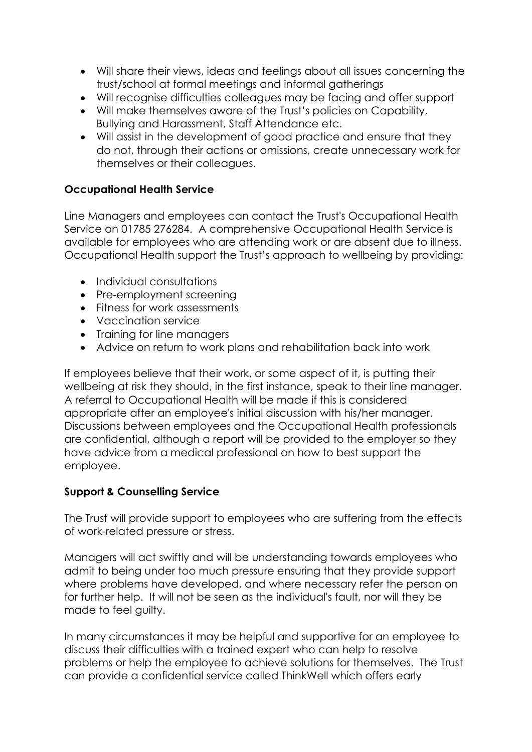- Will share their views, ideas and feelings about all issues concerning the trust/school at formal meetings and informal gatherings
- Will recognise difficulties colleagues may be facing and offer support
- Will make themselves aware of the Trust's policies on Capability, Bullying and Harassment, Staff Attendance etc.
- Will assist in the development of good practice and ensure that they do not, through their actions or omissions, create unnecessary work for themselves or their colleagues.

**Occupational Health Service**

Line Managers and employees can contact the Trust's Occupational Health Service on 01785 276284. A comprehensive Occupational Health Service is available for employees who are attending work or are absent due to illness. Occupational Health support the Trust's approach to wellbeing by providing:

- Individual consultations
- Pre-employment screening
- Fitness for work assessments
- Vaccination service
- Training for line managers
- Advice on return to work plans and rehabilitation back into work

If employees believe that their work, or some aspect of it, is putting their wellbeing at risk they should, in the first instance, speak to their line manager. A referral to Occupational Health will be made if this is considered appropriate after an employee's initial discussion with his/her manager. Discussions between employees and the Occupational Health professionals are confidential, although a report will be provided to the employer so they have advice from a medical professional on how to best support the employee.

**Support & Counselling Service**

The Trust will provide support to employees who are suffering from the effects of work-related pressure or stress.

Managers will act swiftly and will be understanding towards employees who admit to being under too much pressure ensuring that they provide support where problems have developed, and where necessary refer the person on for further help. It will not be seen as the individual's fault, nor will they be made to feel guilty.

In many circumstances it may be helpful and supportive for an employee to discuss their difficulties with a trained expert who can help to resolve problems or help the employee to achieve solutions for themselves. The Trust can provide a confidential service called ThinkWell which offers early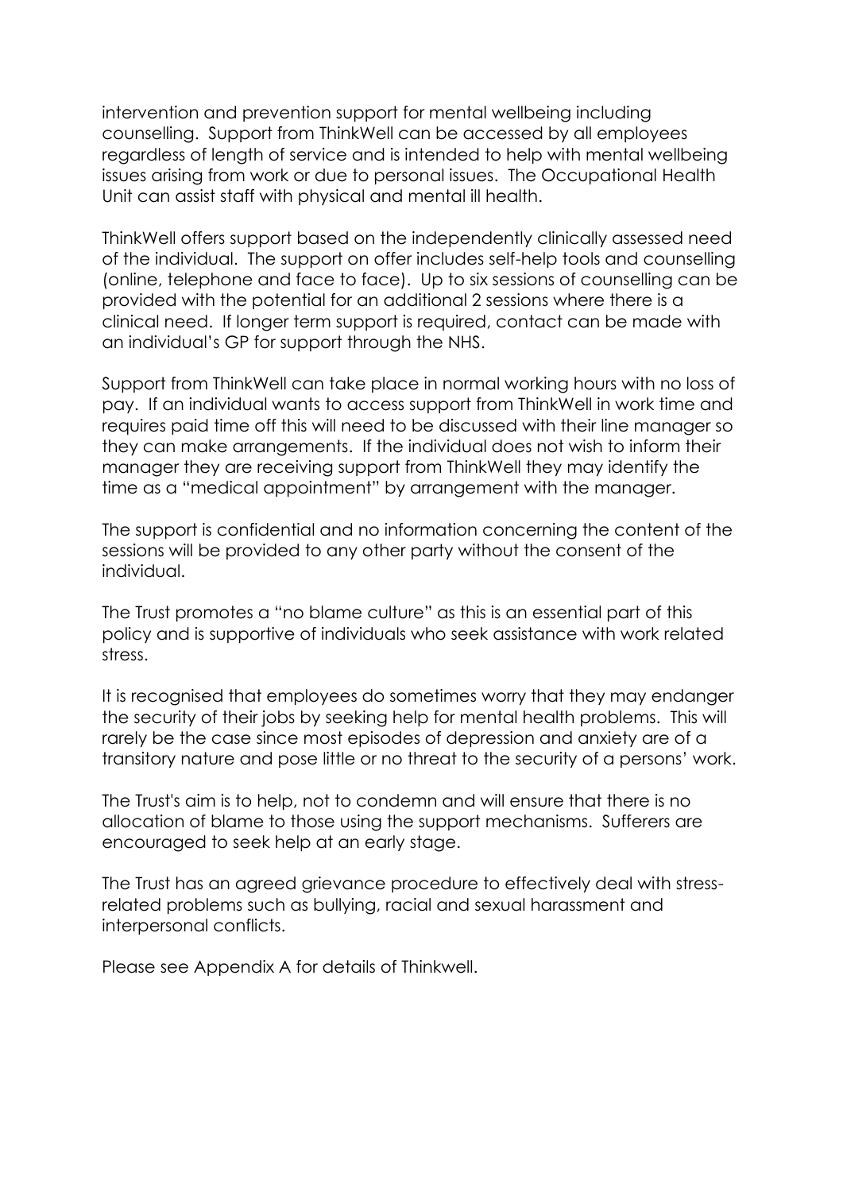intervention and prevention support for mental wellbeing including counselling. Support from ThinkWell can be accessed by all employees regardless of length of service and is intended to help with mental wellbeing issues arising from work or due to personal issues. The Occupational Health Unit can assist staff with physical and mental ill health.

ThinkWell offers support based on the independently clinically assessed need of the individual. The support on offer includes self-help tools and counselling (online, telephone and face to face). Up to six sessions of counselling can be provided with the potential for an additional 2 sessions where there is a clinical need. If longer term support is required, contact can be made with an individual's GP for support through the NHS.

Support from ThinkWell can take place in normal working hours with no loss of pay. If an individual wants to access support from ThinkWell in work time and requires paid time off this will need to be discussed with their line manager so they can make arrangements. If the individual does not wish to inform their manager they are receiving support from ThinkWell they may identify the time as a "medical appointment" by arrangement with the manager.

The support is confidential and no information concerning the content of the sessions will be provided to any other party without the consent of the individual.

The Trust promotes a "no blame culture" as this is an essential part of this policy and is supportive of individuals who seek assistance with work related stress.

It is recognised that employees do sometimes worry that they may endanger the security of their jobs by seeking help for mental health problems. This will rarely be the case since most episodes of depression and anxiety are of a transitory nature and pose little or no threat to the security of a persons' work.

The Trust's aim is to help, not to condemn and will ensure that there is no allocation of blame to those using the support mechanisms. Sufferers are encouraged to seek help at an early stage.

The Trust has an agreed grievance procedure to effectively deal with stress-related problems such as bullying, racial and sexual harassment and interpersonal conflicts.

Please see Appendix A for details of Thinkwell.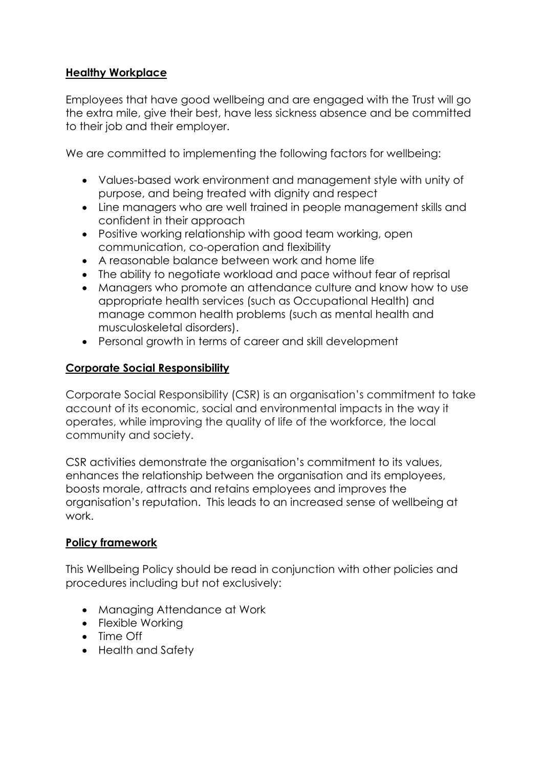## Healthy Workplace

Employees that have good wellbeing and are engaged with the Trust will go the extra mile, give their best, have less sickness absence and be committed to their job and their employer.

We are committed to implementing the following factors for wellbeing:

- Values-based work environment and management style with unity of purpose, and being treated with dignity and respect
- Line managers who are well trained in people management skills and confident in their approach
- Positive working relationship with good team working, open communication, co-operation and flexibility
- A reasonable balance between work and home life
- The ability to negotiate workload and pace without fear of reprisal
- Managers who promote an attendance culture and know how to use appropriate health services (such as Occupational Health) and manage common health problems (such as mental health and musculoskeletal disorders).
- Personal growth in terms of career and skill development

## Corporate Social Responsibility

Corporate Social Responsibility (CSR) is an organisation's commitment to take account of its economic, social and environmental impacts in the way it operates, while improving the quality of life of the workforce, the local community and society.

CSR activities demonstrate the organisation's commitment to its values, enhances the relationship between the organisation and its employees, boosts morale, attracts and retains employees and improves the organisation's reputation. This leads to an increased sense of wellbeing at work.

## Policy framework

This Wellbeing Policy should be read in conjunction with other policies and procedures including but not exclusively:

- Managing Attendance at Work
- Flexible Working
- Time Off
- Health and Safety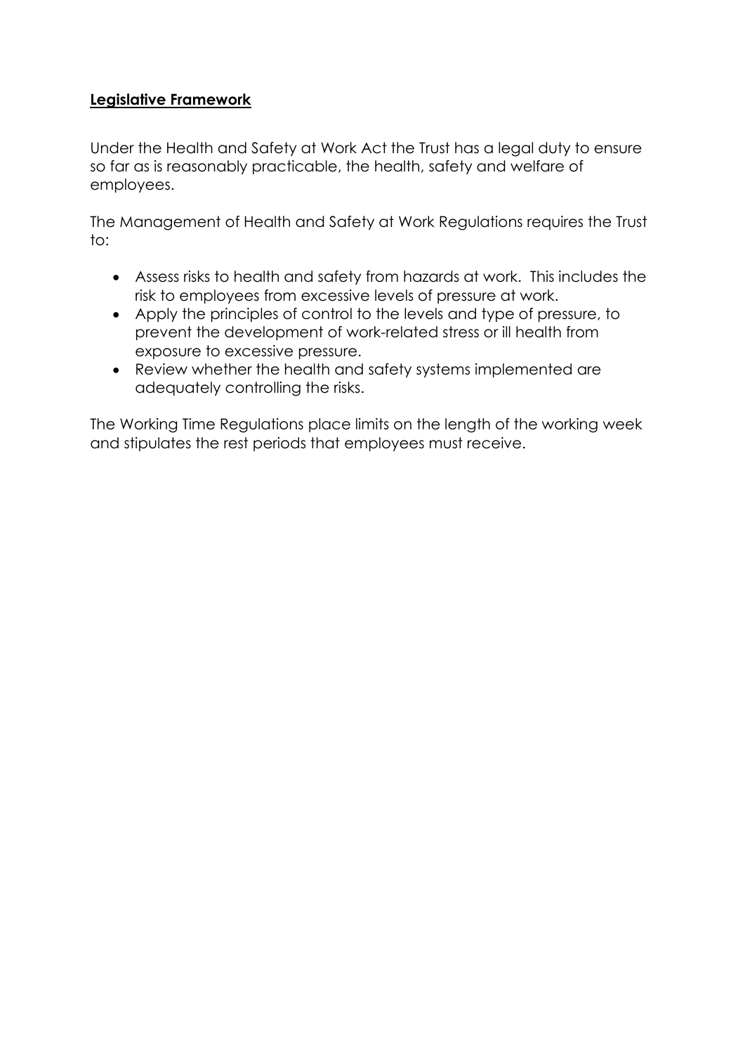## **Legislative Framework**

Under the Health and Safety at Work Act the Trust has a legal duty to ensure so far as is reasonably practicable, the health, safety and welfare of employees.

The Management of Health and Safety at Work Regulations requires the Trust to:

- Assess risks to health and safety from hazards at work. This includes the risk to employees from excessive levels of pressure at work.
- Apply the principles of control to the levels and type of pressure, to prevent the development of work-related stress or ill health from exposure to excessive pressure.
- Review whether the health and safety systems implemented are adequately controlling the risks.

The Working Time Regulations place limits on the length of the working week and stipulates the rest periods that employees must receive.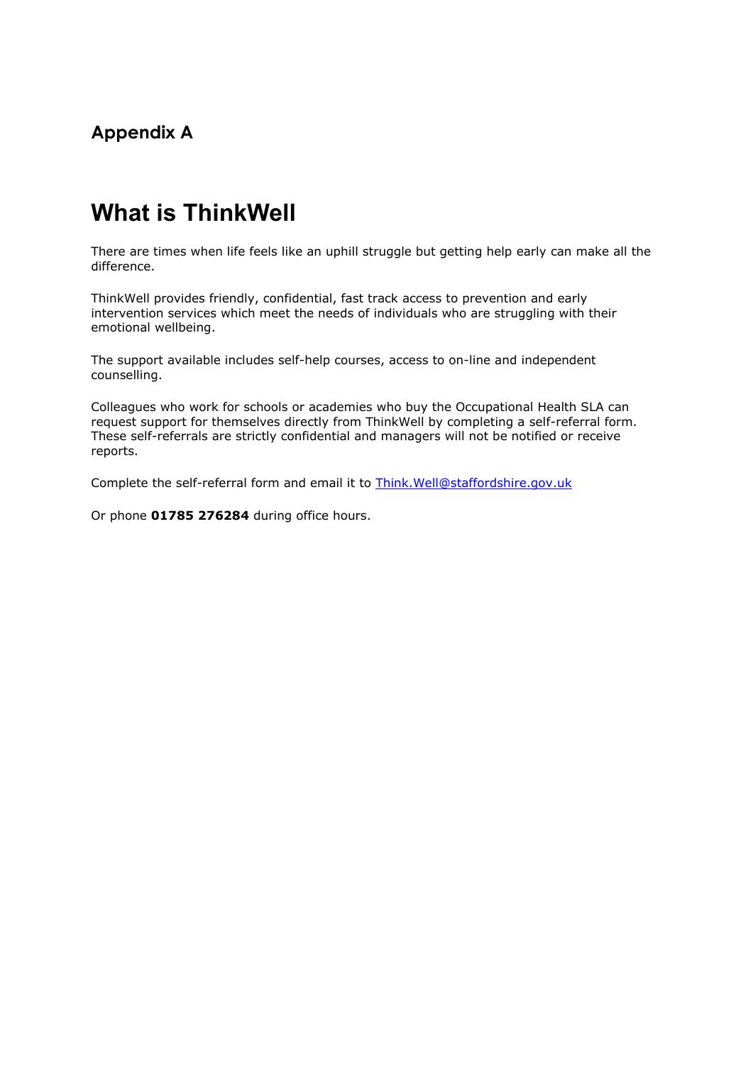## Appendix A

# What is ThinkWell

There are times when life feels like an uphill struggle but getting help early can make all the difference.

ThinkWell provides friendly, confidential, fast track access to prevention and early intervention services which meet the needs of individuals who are struggling with their emotional wellbeing.

The support available includes self-help courses, access to on-line and independent counselling.

Colleagues who work for schools or academies who buy the Occupational Health SLA can request support for themselves directly from ThinkWell by completing a self-referral form. These self-referrals are strictly confidential and managers will not be notified or receive reports.

Complete the self-referral form and email it to [Think.Well@staffordshire.gov.uk](mailto:Think.Well@staffordshire.gov.uk)

Or phone **01785 276284** during office hours.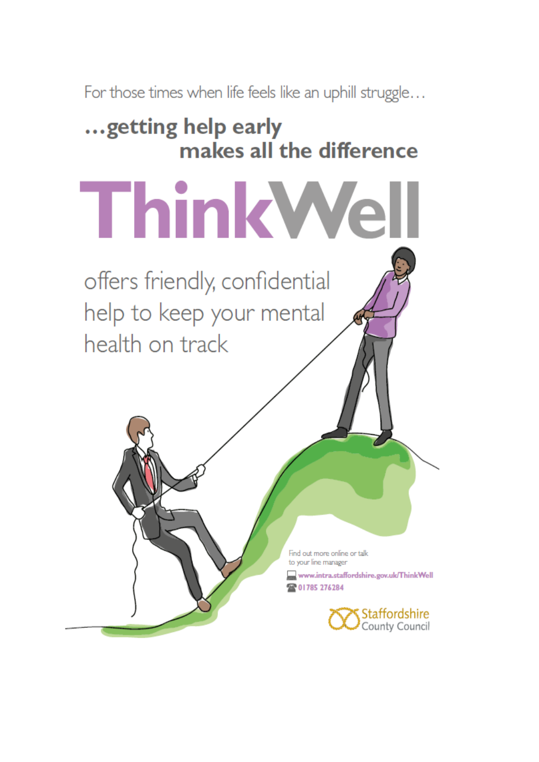For those times when life feels like an uphill struggle…

## …getting help early makes all the difference

# ThinkWell

offers friendly, confidential help to keep your mental health on track

Find out more online or talk to your line manager

www.intra.staffordshire.gov.uk/ThinkWell

01785 276284

Staffordshire County Council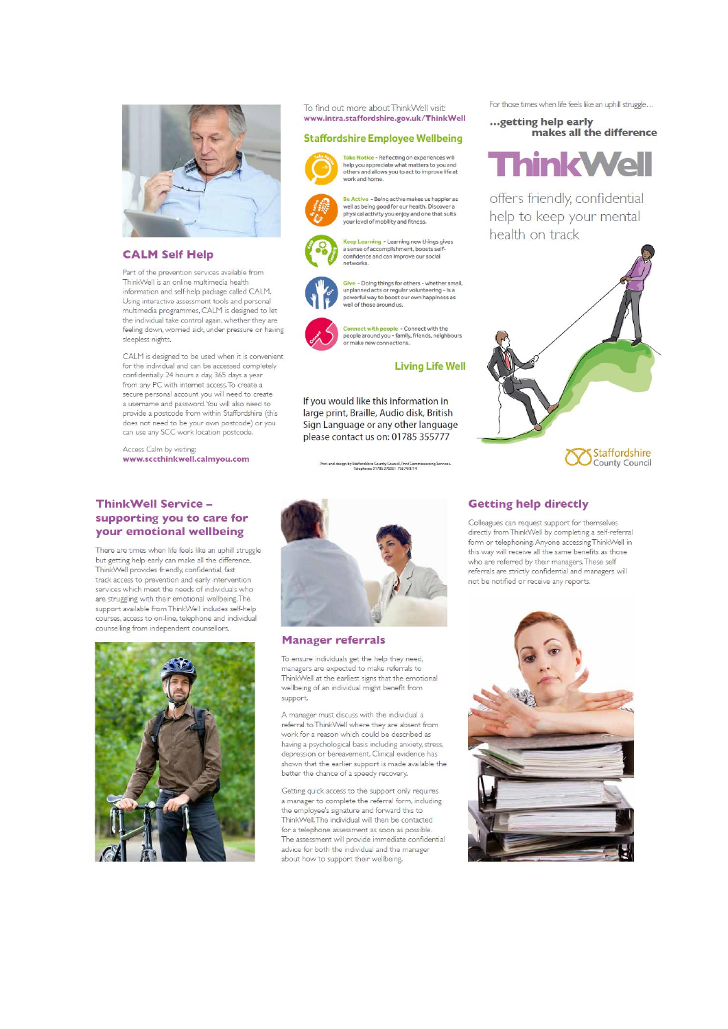## CALM Self Help

Part of the prevention services available from ThinkWell is an online multimedia health information and self-help package called CALM. Using interactive assessment tools and personal multimedia programmes, CALM is designed to let the individual take control again, whether they are feeling down, worried sick, under pressure or having sleepless nights.

CALM is designed to be used when it is convenient for the individual and can be accessed completely confidentially 24 hours a day, 365 days a year from any PC with internet access. To create a secure personal account you will need to create a username and password. You will also need to provide a postcode from within Staffordshire (this does not need to be your own postcode) or you can use any SCC work location postcode.

Access Calm by visiting:
**www.sccthinkwell.calmyou.com**

To find out more about ThinkWell visit:
**www.intra.staffordshire.gov.uk/ThinkWell**

## Staffordshire Employee Wellbeing

**Take Notice** - Reflecting on experiences will help you appreciate what matters to you and others and allows you to act to improve life at work and home.

**Be Active** - Being active makes us happier as well as being good for our health. Discover a physical activity you enjoy and one that suits your level of mobility and fitness.

**Keep Learning** - Learning new things gives a sense of accomplishment, boosts self-confidence and can improve our social networks.

**Give** - Doing things for others - whether small, unplanned acts or regular volunteering - is a powerful way to boost our own happiness as well of those around us.

**Connect with people** - Connect with the people around you - family, friends, neighbours or make new connections.

**Living Life Well**

If you would like this information in large print, Braille, Audio disk, British Sign Language or any other language please contact us on: 01785 355777

Print and design by Staffordshire County Council, Print Commissioning Services.

For those times when life feels like an uphill struggle...

**...getting help early makes all the difference**

# ThinkWell

offers friendly, confidential help to keep your mental health on track

Staffordshire County Council

## ThinkWell Service – supporting you to care for your emotional wellbeing

There are times when life feels like an uphill struggle but getting help early can make all the difference. ThinkWell provides friendly, confidential, fast track access to prevention and early intervention services which meet the needs of individuals who are struggling with their emotional wellbeing. The support available from ThinkWell includes self-help courses, access to on-line, telephone and individual counselling from independent counsellors.

## Manager referrals

To ensure individuals get the help they need, managers are expected to make referrals to ThinkWell at the earliest signs that the emotional wellbeing of an individual might benefit from support.

A manager must discuss with the individual a referral to ThinkWell where they are absent from work for a reason which could be described as having a psychological basis including anxiety, stress, depression or bereavement. Clinical evidence has shown that the earlier support is made available the better the chance of a speedy recovery.

Getting quick access to the support only requires a manager to complete the referral form, including the employee's signature and forward this to ThinkWell. The individual will then be contacted for a telephone assessment as soon as possible. The assessment will provide immediate confidential advice for both the individual and the manager about how to support their wellbeing.

## Getting help directly

Colleagues can request support for themselves directly from ThinkWell by completing a self-referral form or telephoning. Anyone accessing ThinkWell in this way will receive all the same benefits as those who are referred by their managers. These self referrals are strictly confidential and managers will not be notified or receive any reports.